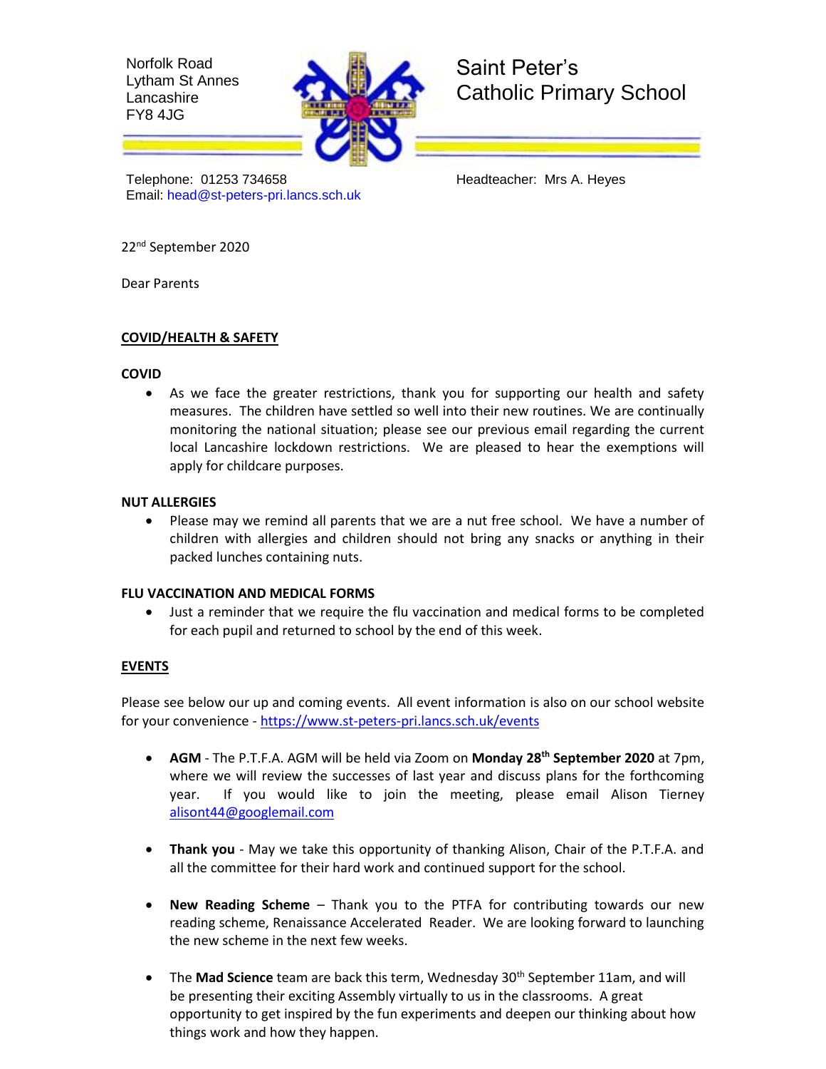Norfolk Road
Lytham St Annes
Lancashire
FY8 4JG

# Saint Peter's Catholic Primary School

Telephone: 01253 734658
Email: head@st-peters-pri.lancs.sch.uk

Headteacher: Mrs A. Heyes

22nd September 2020

Dear Parents

## COVID/HEALTH & SAFETY

### COVID

- As we face the greater restrictions, thank you for supporting our health and safety measures. The children have settled so well into their new routines. We are continually monitoring the national situation; please see our previous email regarding the current local Lancashire lockdown restrictions. We are pleased to hear the exemptions will apply for childcare purposes.

### NUT ALLERGIES

- Please may we remind all parents that we are a nut free school. We have a number of children with allergies and children should not bring any snacks or anything in their packed lunches containing nuts.

### FLU VACCINATION AND MEDICAL FORMS

- Just a reminder that we require the flu vaccination and medical forms to be completed for each pupil and returned to school by the end of this week.

## EVENTS

Please see below our up and coming events. All event information is also on our school website for your convenience - https://www.st-peters-pri.lancs.sch.uk/events

- **AGM** - The P.T.F.A. AGM will be held via Zoom on **Monday 28th September 2020** at 7pm, where we will review the successes of last year and discuss plans for the forthcoming year. If you would like to join the meeting, please email Alison Tierney alisont44@googlemail.com

- **Thank you** - May we take this opportunity of thanking Alison, Chair of the P.T.F.A. and all the committee for their hard work and continued support for the school.

- **New Reading Scheme** – Thank you to the PTFA for contributing towards our new reading scheme, Renaissance Accelerated Reader. We are looking forward to launching the new scheme in the next few weeks.

- The **Mad Science** team are back this term, Wednesday 30th September 11am, and will be presenting their exciting Assembly virtually to us in the classrooms. A great opportunity to get inspired by the fun experiments and deepen our thinking about how things work and how they happen.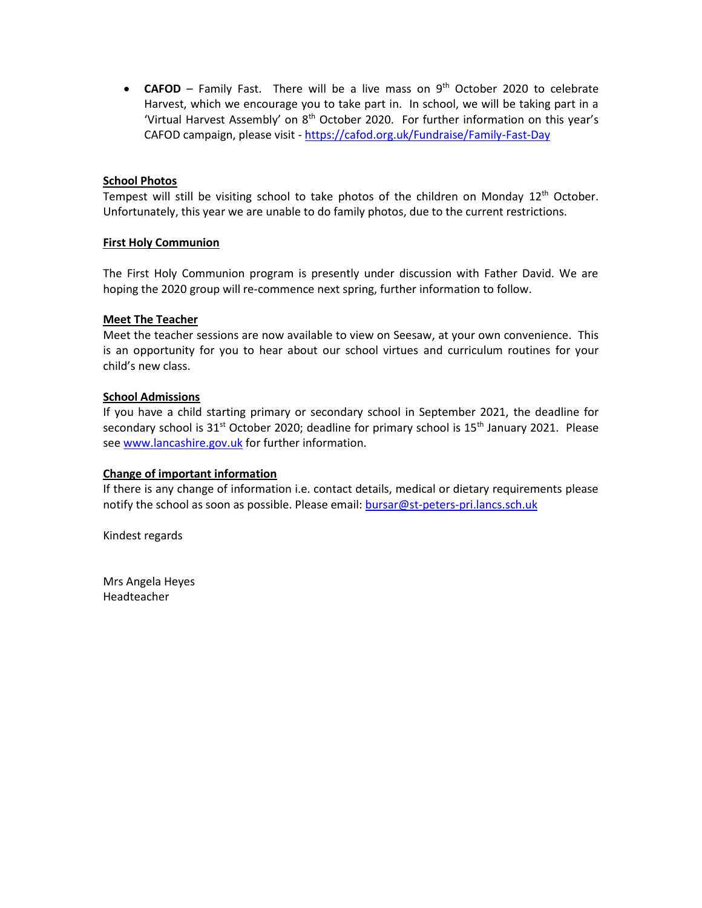- **CAFOD** – Family Fast. There will be a live mass on 9th October 2020 to celebrate Harvest, which we encourage you to take part in. In school, we will be taking part in a 'Virtual Harvest Assembly' on 8th October 2020. For further information on this year's CAFOD campaign, please visit - [https://cafod.org.uk/Fundraise/Family-Fast-Day](https://cafod.org.uk/Fundraise/Family-Fast-Day)

**School Photos**

Tempest will still be visiting school to take photos of the children on Monday 12th October. Unfortunately, this year we are unable to do family photos, due to the current restrictions.

**First Holy Communion**

The First Holy Communion program is presently under discussion with Father David. We are hoping the 2020 group will re-commence next spring, further information to follow.

**Meet The Teacher**

Meet the teacher sessions are now available to view on Seesaw, at your own convenience. This is an opportunity for you to hear about our school virtues and curriculum routines for your child's new class.

**School Admissions**

If you have a child starting primary or secondary school in September 2021, the deadline for secondary school is 31st October 2020; deadline for primary school is 15th January 2021. Please see [www.lancashire.gov.uk](http://www.lancashire.gov.uk) for further information.

**Change of important information**

If there is any change of information i.e. contact details, medical or dietary requirements please notify the school as soon as possible. Please email: [bursar@st-peters-pri.lancs.sch.uk](mailto:bursar@st-peters-pri.lancs.sch.uk)

Kindest regards

Mrs Angela Heyes
Headteacher